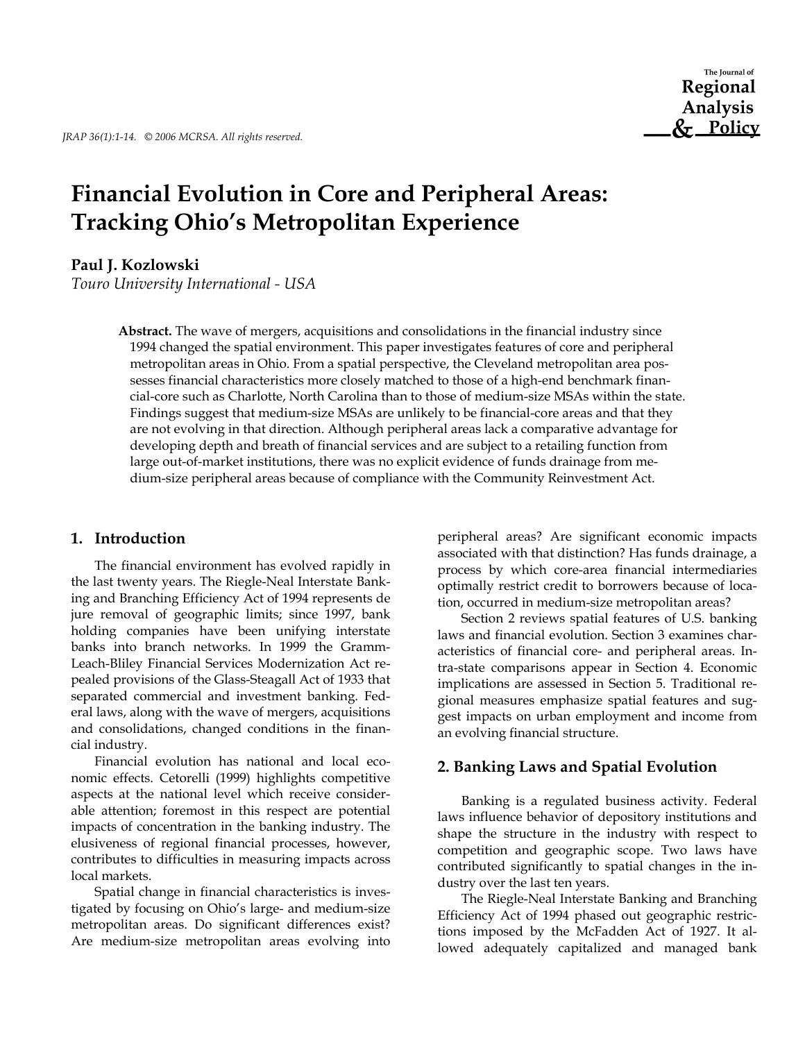# Financial Evolution in Core and Peripheral Areas: Tracking Ohio's Metropolitan Experience

**Paul J. Kozlowski**

*Touro University International - USA*

**Abstract.** The wave of mergers, acquisitions and consolidations in the financial industry since 1994 changed the spatial environment. This paper investigates features of core and peripheral metropolitan areas in Ohio. From a spatial perspective, the Cleveland metropolitan area possesses financial characteristics more closely matched to those of a high-end benchmark financial-core such as Charlotte, North Carolina than to those of medium-size MSAs within the state. Findings suggest that medium-size MSAs are unlikely to be financial-core areas and that they are not evolving in that direction. Although peripheral areas lack a comparative advantage for developing depth and breath of financial services and are subject to a retailing function from large out-of-market institutions, there was no explicit evidence of funds drainage from medium-size peripheral areas because of compliance with the Community Reinvestment Act.

## 1. Introduction

The financial environment has evolved rapidly in the last twenty years. The Riegle-Neal Interstate Banking and Branching Efficiency Act of 1994 represents de jure removal of geographic limits; since 1997, bank holding companies have been unifying interstate banks into branch networks. In 1999 the Gramm-Leach-Bliley Financial Services Modernization Act repealed provisions of the Glass-Steagall Act of 1933 that separated commercial and investment banking. Federal laws, along with the wave of mergers, acquisitions and consolidations, changed conditions in the financial industry.

Financial evolution has national and local economic effects. Cetorelli (1999) highlights competitive aspects at the national level which receive considerable attention; foremost in this respect are potential impacts of concentration in the banking industry. The elusiveness of regional financial processes, however, contributes to difficulties in measuring impacts across local markets.

Spatial change in financial characteristics is investigated by focusing on Ohio's large- and medium-size metropolitan areas. Do significant differences exist? Are medium-size metropolitan areas evolving into peripheral areas? Are significant economic impacts associated with that distinction? Has funds drainage, a process by which core-area financial intermediaries optimally restrict credit to borrowers because of location, occurred in medium-size metropolitan areas?

Section 2 reviews spatial features of U.S. banking laws and financial evolution. Section 3 examines characteristics of financial core- and peripheral areas. Intra-state comparisons appear in Section 4. Economic implications are assessed in Section 5. Traditional regional measures emphasize spatial features and suggest impacts on urban employment and income from an evolving financial structure.

## 2. Banking Laws and Spatial Evolution

Banking is a regulated business activity. Federal laws influence behavior of depository institutions and shape the structure in the industry with respect to competition and geographic scope. Two laws have contributed significantly to spatial changes in the industry over the last ten years.

The Riegle-Neal Interstate Banking and Branching Efficiency Act of 1994 phased out geographic restrictions imposed by the McFadden Act of 1927. It allowed adequately capitalized and managed bank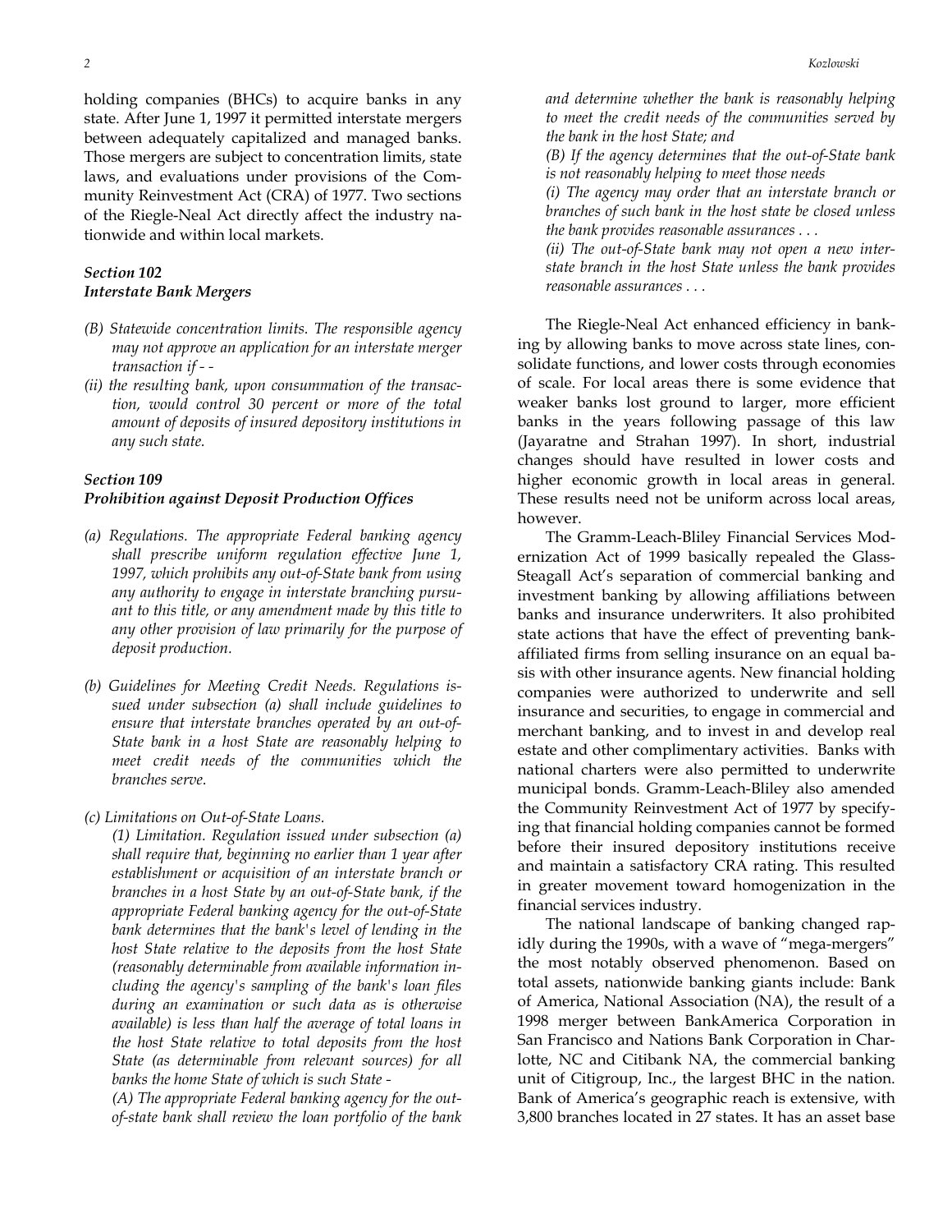holding companies (BHCs) to acquire banks in any state. After June 1, 1997 it permitted interstate mergers between adequately capitalized and managed banks. Those mergers are subject to concentration limits, state laws, and evaluations under provisions of the Community Reinvestment Act (CRA) of 1977. Two sections of the Riegle-Neal Act directly affect the industry nationwide and within local markets.

### *Section 102*
### *Interstate Bank Mergers*

*(B) Statewide concentration limits. The responsible agency may not approve an application for an interstate merger transaction if - -*

*(ii) the resulting bank, upon consummation of the transaction, would control 30 percent or more of the total amount of deposits of insured depository institutions in any such state.*

### *Section 109*
### *Prohibition against Deposit Production Offices*

*(a) Regulations. The appropriate Federal banking agency shall prescribe uniform regulation effective June 1, 1997, which prohibits any out-of-State bank from using any authority to engage in interstate branching pursuant to this title, or any amendment made by this title to any other provision of law primarily for the purpose of deposit production.*

*(b) Guidelines for Meeting Credit Needs. Regulations issued under subsection (a) shall include guidelines to ensure that interstate branches operated by an out-of-State bank in a host State are reasonably helping to meet credit needs of the communities which the branches serve.*

*(c) Limitations on Out-of-State Loans.*

*(1) Limitation. Regulation issued under subsection (a) shall require that, beginning no earlier than 1 year after establishment or acquisition of an interstate branch or branches in a host State by an out-of-State bank, if the appropriate Federal banking agency for the out-of-State bank determines that the bank's level of lending in the host State relative to the deposits from the host State (reasonably determinable from available information including the agency's sampling of the bank's loan files during an examination or such data as is otherwise available) is less than half the average of total loans in the host State relative to total deposits from the host State (as determinable from relevant sources) for all banks the home State of which is such State -*

*(A) The appropriate Federal banking agency for the out-of-state bank shall review the loan portfolio of the bank and determine whether the bank is reasonably helping to meet the credit needs of the communities served by the bank in the host State; and*

*(B) If the agency determines that the out-of-State bank is not reasonably helping to meet those needs*

*(i) The agency may order that an interstate branch or branches of such bank in the host state be closed unless the bank provides reasonable assurances . . .*

*(ii) The out-of-State bank may not open a new interstate branch in the host State unless the bank provides reasonable assurances . . .*

The Riegle-Neal Act enhanced efficiency in banking by allowing banks to move across state lines, consolidate functions, and lower costs through economies of scale. For local areas there is some evidence that weaker banks lost ground to larger, more efficient banks in the years following passage of this law (Jayaratne and Strahan 1997). In short, industrial changes should have resulted in lower costs and higher economic growth in local areas in general. These results need not be uniform across local areas, however.

The Gramm-Leach-Bliley Financial Services Modernization Act of 1999 basically repealed the Glass-Steagall Act's separation of commercial banking and investment banking by allowing affiliations between banks and insurance underwriters. It also prohibited state actions that have the effect of preventing bank-affiliated firms from selling insurance on an equal basis with other insurance agents. New financial holding companies were authorized to underwrite and sell insurance and securities, to engage in commercial and merchant banking, and to invest in and develop real estate and other complimentary activities. Banks with national charters were also permitted to underwrite municipal bonds. Gramm-Leach-Bliley also amended the Community Reinvestment Act of 1977 by specifying that financial holding companies cannot be formed before their insured depository institutions receive and maintain a satisfactory CRA rating. This resulted in greater movement toward homogenization in the financial services industry.

The national landscape of banking changed rapidly during the 1990s, with a wave of "mega-mergers" the most notably observed phenomenon. Based on total assets, nationwide banking giants include: Bank of America, National Association (NA), the result of a 1998 merger between BankAmerica Corporation in San Francisco and Nations Bank Corporation in Charlotte, NC and Citibank NA, the commercial banking unit of Citigroup, Inc., the largest BHC in the nation. Bank of America's geographic reach is extensive, with 3,800 branches located in 27 states. It has an asset base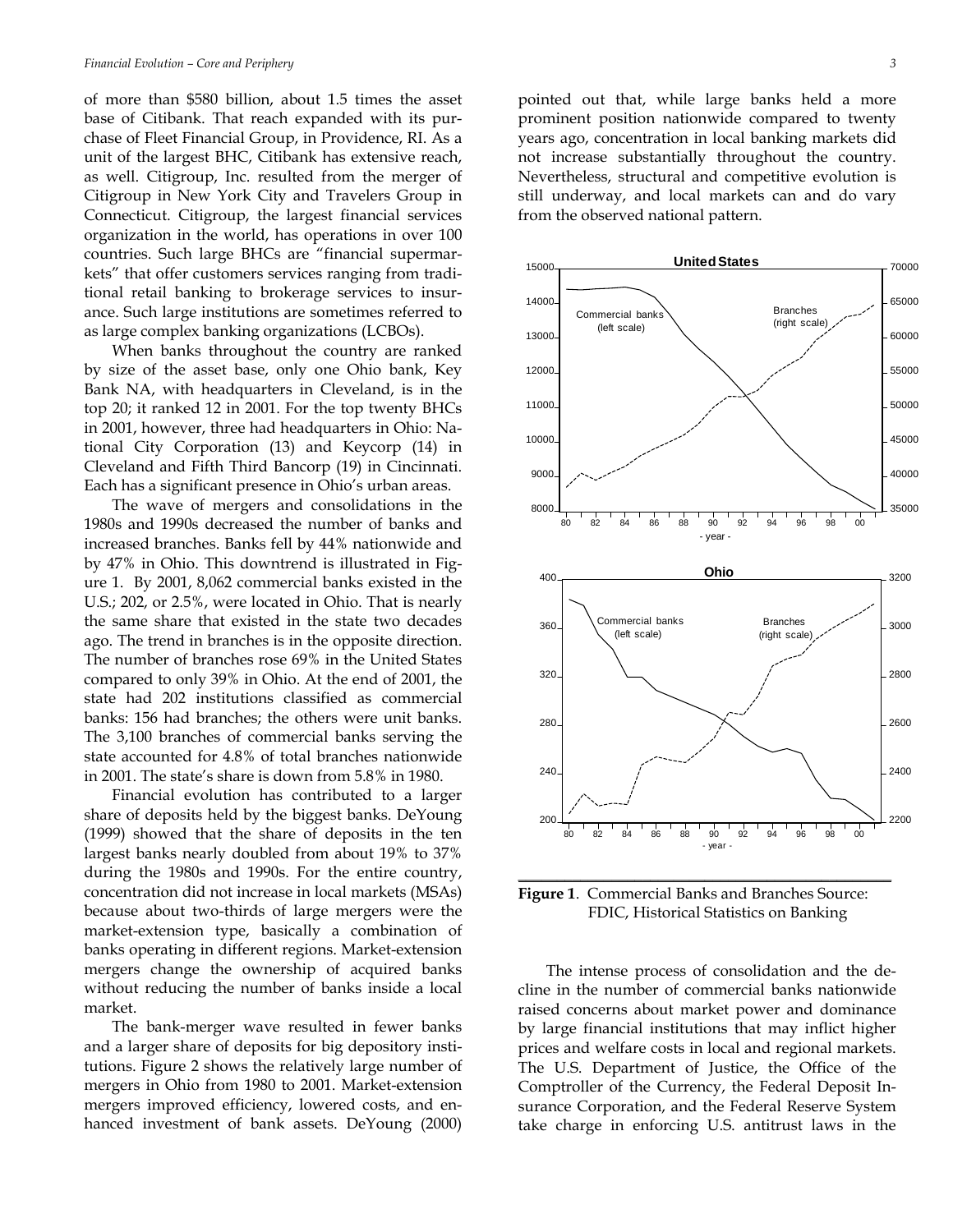of more than $580 billion, about 1.5 times the asset base of Citibank. That reach expanded with its purchase of Fleet Financial Group, in Providence, RI. As a unit of the largest BHC, Citibank has extensive reach, as well. Citigroup, Inc. resulted from the merger of Citigroup in New York City and Travelers Group in Connecticut. Citigroup, the largest financial services organization in the world, has operations in over 100 countries. Such large BHCs are "financial supermarkets" that offer customers services ranging from traditional retail banking to brokerage services to insurance. Such large institutions are sometimes referred to as large complex banking organizations (LCBOs).

When banks throughout the country are ranked by size of the asset base, only one Ohio bank, Key Bank NA, with headquarters in Cleveland, is in the top 20; it ranked 12 in 2001. For the top twenty BHCs in 2001, however, three had headquarters in Ohio: National City Corporation (13) and Keycorp (14) in Cleveland and Fifth Third Bancorp (19) in Cincinnati. Each has a significant presence in Ohio's urban areas.

The wave of mergers and consolidations in the 1980s and 1990s decreased the number of banks and increased branches. Banks fell by 44% nationwide and by 47% in Ohio. This downtrend is illustrated in Figure 1. By 2001, 8,062 commercial banks existed in the U.S.; 202, or 2.5%, were located in Ohio. That is nearly the same share that existed in the state two decades ago. The trend in branches is in the opposite direction. The number of branches rose 69% in the United States compared to only 39% in Ohio. At the end of 2001, the state had 202 institutions classified as commercial banks: 156 had branches; the others were unit banks. The 3,100 branches of commercial banks serving the state accounted for 4.8% of total branches nationwide in 2001. The state's share is down from 5.8% in 1980.

Financial evolution has contributed to a larger share of deposits held by the biggest banks. DeYoung (1999) showed that the share of deposits in the ten largest banks nearly doubled from about 19% to 37% during the 1980s and 1990s. For the entire country, concentration did not increase in local markets (MSAs) because about two-thirds of large mergers were the market-extension type, basically a combination of banks operating in different regions. Market-extension mergers change the ownership of acquired banks without reducing the number of banks inside a local market.

The bank-merger wave resulted in fewer banks and a larger share of deposits for big depository institutions. Figure 2 shows the relatively large number of mergers in Ohio from 1980 to 2001. Market-extension mergers improved efficiency, lowered costs, and enhanced investment of bank assets. DeYoung (2000) pointed out that, while large banks held a more prominent position nationwide compared to twenty years ago, concentration in local banking markets did not increase substantially throughout the country. Nevertheless, structural and competitive evolution is still underway, and local markets can and do vary from the observed national pattern.

**Figure 1**. Commercial Banks and Branches Source: FDIC, Historical Statistics on Banking

The intense process of consolidation and the decline in the number of commercial banks nationwide raised concerns about market power and dominance by large financial institutions that may inflict higher prices and welfare costs in local and regional markets. The U.S. Department of Justice, the Office of the Comptroller of the Currency, the Federal Deposit Insurance Corporation, and the Federal Reserve System take charge in enforcing U.S. antitrust laws in the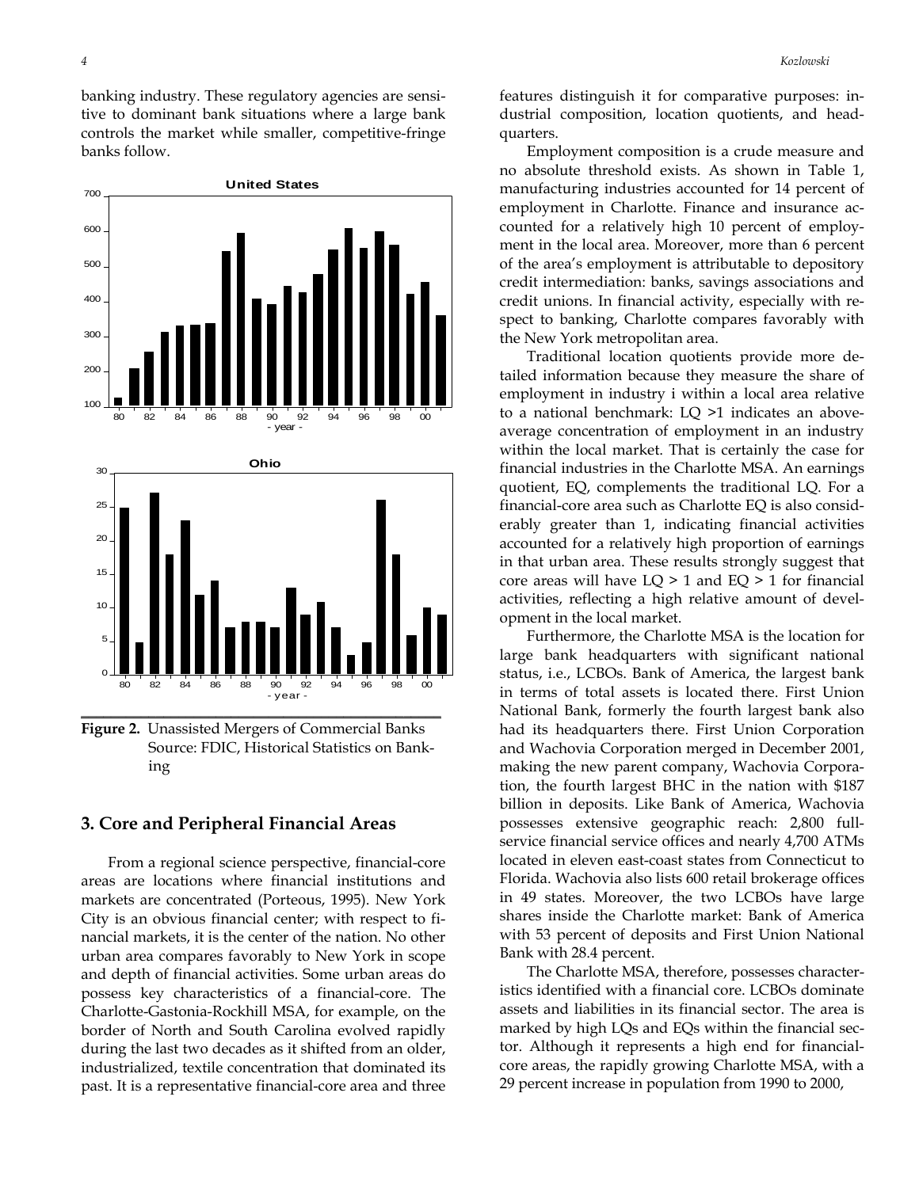banking industry. These regulatory agencies are sensitive to dominant bank situations where a large bank controls the market while smaller, competitive-fringe banks follow.

**Figure 2.** Unassisted Mergers of Commercial Banks Source: FDIC, Historical Statistics on Banking

## 3. Core and Peripheral Financial Areas

From a regional science perspective, financial-core areas are locations where financial institutions and markets are concentrated (Porteous, 1995). New York City is an obvious financial center; with respect to financial markets, it is the center of the nation. No other urban area compares favorably to New York in scope and depth of financial activities. Some urban areas do possess key characteristics of a financial-core. The Charlotte-Gastonia-Rockhill MSA, for example, on the border of North and South Carolina evolved rapidly during the last two decades as it shifted from an older, industrialized, textile concentration that dominated its past. It is a representative financial-core area and three features distinguish it for comparative purposes: industrial composition, location quotients, and headquarters.

Employment composition is a crude measure and no absolute threshold exists. As shown in Table 1, manufacturing industries accounted for 14 percent of employment in Charlotte. Finance and insurance accounted for a relatively high 10 percent of employment in the local area. Moreover, more than 6 percent of the area's employment is attributable to depository credit intermediation: banks, savings associations and credit unions. In financial activity, especially with respect to banking, Charlotte compares favorably with the New York metropolitan area.

Traditional location quotients provide more detailed information because they measure the share of employment in industry i within a local area relative to a national benchmark: LQ >1 indicates an above-average concentration of employment in an industry within the local market. That is certainly the case for financial industries in the Charlotte MSA. An earnings quotient, EQ, complements the traditional LQ. For a financial-core area such as Charlotte EQ is also considerably greater than 1, indicating financial activities accounted for a relatively high proportion of earnings in that urban area. These results strongly suggest that core areas will have LQ > 1 and EQ > 1 for financial activities, reflecting a high relative amount of development in the local market.

Furthermore, the Charlotte MSA is the location for large bank headquarters with significant national status, i.e., LCBOs. Bank of America, the largest bank in terms of total assets is located there. First Union National Bank, formerly the fourth largest bank also had its headquarters there. First Union Corporation and Wachovia Corporation merged in December 2001, making the new parent company, Wachovia Corporation, the fourth largest BHC in the nation with $187 billion in deposits. Like Bank of America, Wachovia possesses extensive geographic reach: 2,800 full-service financial service offices and nearly 4,700 ATMs located in eleven east-coast states from Connecticut to Florida. Wachovia also lists 600 retail brokerage offices in 49 states. Moreover, the two LCBOs have large shares inside the Charlotte market: Bank of America with 53 percent of deposits and First Union National Bank with 28.4 percent.

The Charlotte MSA, therefore, possesses characteristics identified with a financial core. LCBOs dominate assets and liabilities in its financial sector. The area is marked by high LQs and EQs within the financial sector. Although it represents a high end for financial-core areas, the rapidly growing Charlotte MSA, with a 29 percent increase in population from 1990 to 2000,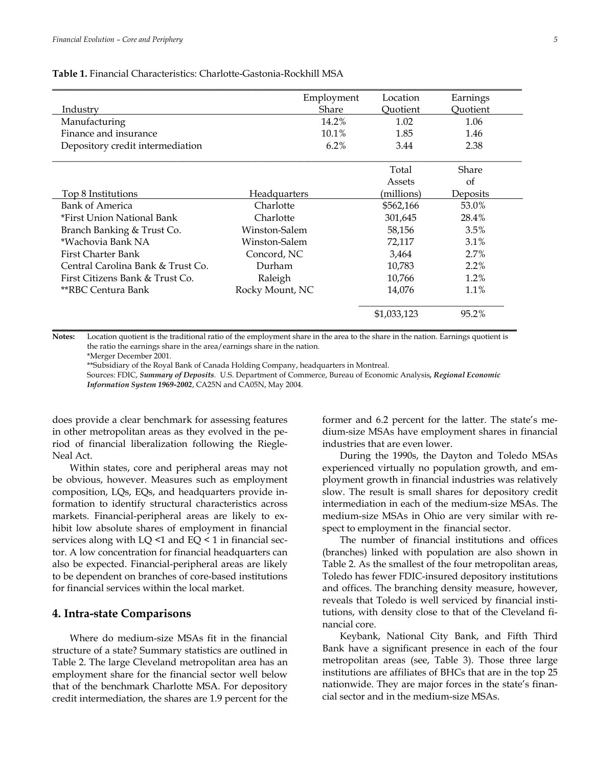**Table 1.** Financial Characteristics: Charlotte-Gastonia-Rockhill MSA

| Industry | | Employment Share | Location Quotient | Earnings Quotient |
|---|---|---|---|---|
| Manufacturing | | 14.2% | 1.02 | 1.06 |
| Finance and insurance | | 10.1% | 1.85 | 1.46 |
| Depository credit intermediation | | 6.2% | 3.44 | 2.38 |

| Top 8 Institutions | Headquarters | Total Assets (millions) | Share of Deposits |
|---|---|---|---|
| Bank of America | Charlotte | $562,166 | 53.0% |
| *First Union National Bank | Charlotte | 301,645 | 28.4% |
| Branch Banking & Trust Co. | Winston-Salem | 58,156 | 3.5% |
| *Wachovia Bank NA | Winston-Salem | 72,117 | 3.1% |
| First Charter Bank | Concord, NC | 3,464 | 2.7% |
| Central Carolina Bank & Trust Co. | Durham | 10,783 | 2.2% |
| First Citizens Bank & Trust Co. | Raleigh | 10,766 | 1.2% |
| **RBC Centura Bank | Rocky Mount, NC | 14,076 | 1.1% |
| | | $1,033,123 | 95.2% |

**Notes:** Location quotient is the traditional ratio of the employment share in the area to the share in the nation. Earnings quotient is the ratio the earnings share in the area/earnings share in the nation.
*Merger December 2001.
**Subsidiary of the Royal Bank of Canada Holding Company, headquarters in Montreal.
Sources: FDIC, ***Summary of Deposits***. U.S. Department of Commerce, Bureau of Economic Analysis, ***Regional Economic Information System 1969-2002***, CA25N and CA05N, May 2004.

does provide a clear benchmark for assessing features in other metropolitan areas as they evolved in the period of financial liberalization following the Riegle-Neal Act.

Within states, core and peripheral areas may not be obvious, however. Measures such as employment composition, LQs, EQs, and headquarters provide information to identify structural characteristics across markets. Financial-peripheral areas are likely to exhibit low absolute shares of employment in financial services along with LQ <1 and EQ < 1 in financial sector. A low concentration for financial headquarters can also be expected. Financial-peripheral areas are likely to be dependent on branches of core-based institutions for financial services within the local market.

## 4. Intra-state Comparisons

Where do medium-size MSAs fit in the financial structure of a state? Summary statistics are outlined in Table 2. The large Cleveland metropolitan area has an employment share for the financial sector well below that of the benchmark Charlotte MSA. For depository credit intermediation, the shares are 1.9 percent for the former and 6.2 percent for the latter. The state's medium-size MSAs have employment shares in financial industries that are even lower.

During the 1990s, the Dayton and Toledo MSAs experienced virtually no population growth, and employment growth in financial industries was relatively slow. The result is small shares for depository credit intermediation in each of the medium-size MSAs. The medium-size MSAs in Ohio are very similar with respect to employment in the financial sector.

The number of financial institutions and offices (branches) linked with population are also shown in Table 2. As the smallest of the four metropolitan areas, Toledo has fewer FDIC-insured depository institutions and offices. The branching density measure, however, reveals that Toledo is well serviced by financial institutions, with density close to that of the Cleveland financial core.

Keybank, National City Bank, and Fifth Third Bank have a significant presence in each of the four metropolitan areas (see, Table 3). Those three large institutions are affiliates of BHCs that are in the top 25 nationwide. They are major forces in the state's financial sector and in the medium-size MSAs.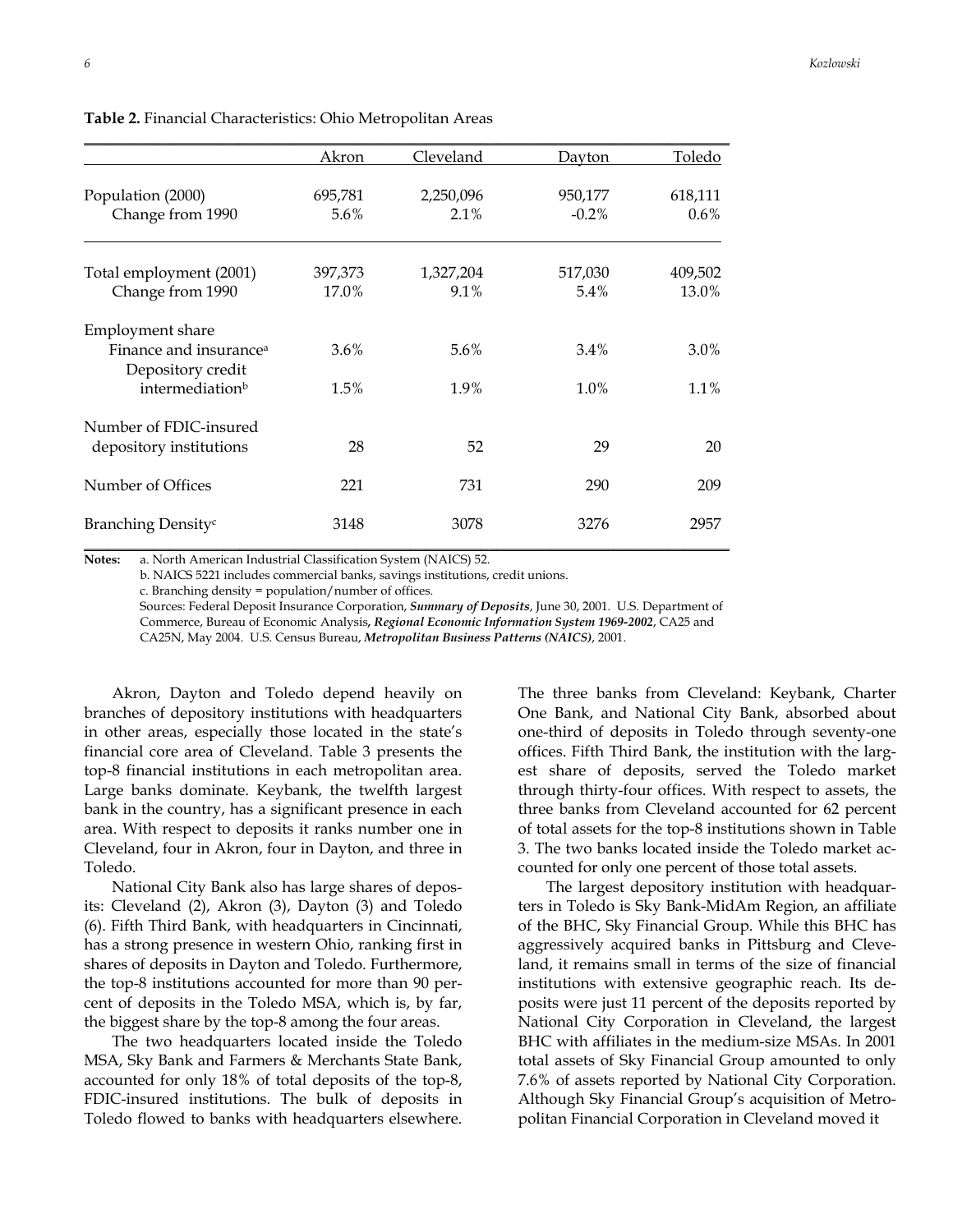**Table 2.** Financial Characteristics: Ohio Metropolitan Areas

| | Akron | Cleveland | Dayton | Toledo |
|---|---|---|---|---|
| Population (2000) | 695,781 | 2,250,096 | 950,177 | 618,111 |
| Change from 1990 | 5.6% | 2.1% | -0.2% | 0.6% |
| Total employment (2001) | 397,373 | 1,327,204 | 517,030 | 409,502 |
| Change from 1990 | 17.0% | 9.1% | 5.4% | 13.0% |
| Employment share | | | | |
| Finance and insurance[a] | 3.6% | 5.6% | 3.4% | 3.0% |
| Depository credit intermediation[b] | 1.5% | 1.9% | 1.0% | 1.1% |
| Number of FDIC-insured depository institutions | 28 | 52 | 29 | 20 |
| Number of Offices | 221 | 731 | 290 | 209 |
| Branching Density[c] | 3148 | 3078 | 3276 | 2957 |

**Notes:** a. North American Industrial Classification System (NAICS) 52.
b. NAICS 5221 includes commercial banks, savings institutions, credit unions.
c. Branching density = population/number of offices.
Sources: Federal Deposit Insurance Corporation, ***Summary of Deposits***, June 30, 2001. U.S. Department of Commerce, Bureau of Economic Analysis, ***Regional Economic Information System 1969-2002***, CA25 and CA25N, May 2004. U.S. Census Bureau, ***Metropolitan Business Patterns (NAICS)***, 2001.

Akron, Dayton and Toledo depend heavily on branches of depository institutions with headquarters in other areas, especially those located in the state's financial core area of Cleveland. Table 3 presents the top-8 financial institutions in each metropolitan area. Large banks dominate. Keybank, the twelfth largest bank in the country, has a significant presence in each area. With respect to deposits it ranks number one in Cleveland, four in Akron, four in Dayton, and three in Toledo.

National City Bank also has large shares of deposits: Cleveland (2), Akron (3), Dayton (3) and Toledo (6). Fifth Third Bank, with headquarters in Cincinnati, has a strong presence in western Ohio, ranking first in shares of deposits in Dayton and Toledo. Furthermore, the top-8 institutions accounted for more than 90 percent of deposits in the Toledo MSA, which is, by far, the biggest share by the top-8 among the four areas.

The two headquarters located inside the Toledo MSA, Sky Bank and Farmers & Merchants State Bank, accounted for only 18% of total deposits of the top-8, FDIC-insured institutions. The bulk of deposits in Toledo flowed to banks with headquarters elsewhere. The three banks from Cleveland: Keybank, Charter One Bank, and National City Bank, absorbed about one-third of deposits in Toledo through seventy-one offices. Fifth Third Bank, the institution with the largest share of deposits, served the Toledo market through thirty-four offices. With respect to assets, the three banks from Cleveland accounted for 62 percent of total assets for the top-8 institutions shown in Table 3. The two banks located inside the Toledo market accounted for only one percent of those total assets.

The largest depository institution with headquarters in Toledo is Sky Bank-MidAm Region, an affiliate of the BHC, Sky Financial Group. While this BHC has aggressively acquired banks in Pittsburg and Cleveland, it remains small in terms of the size of financial institutions with extensive geographic reach. Its deposits were just 11 percent of the deposits reported by National City Corporation in Cleveland, the largest BHC with affiliates in the medium-size MSAs. In 2001 total assets of Sky Financial Group amounted to only 7.6% of assets reported by National City Corporation. Although Sky Financial Group's acquisition of Metropolitan Financial Corporation in Cleveland moved it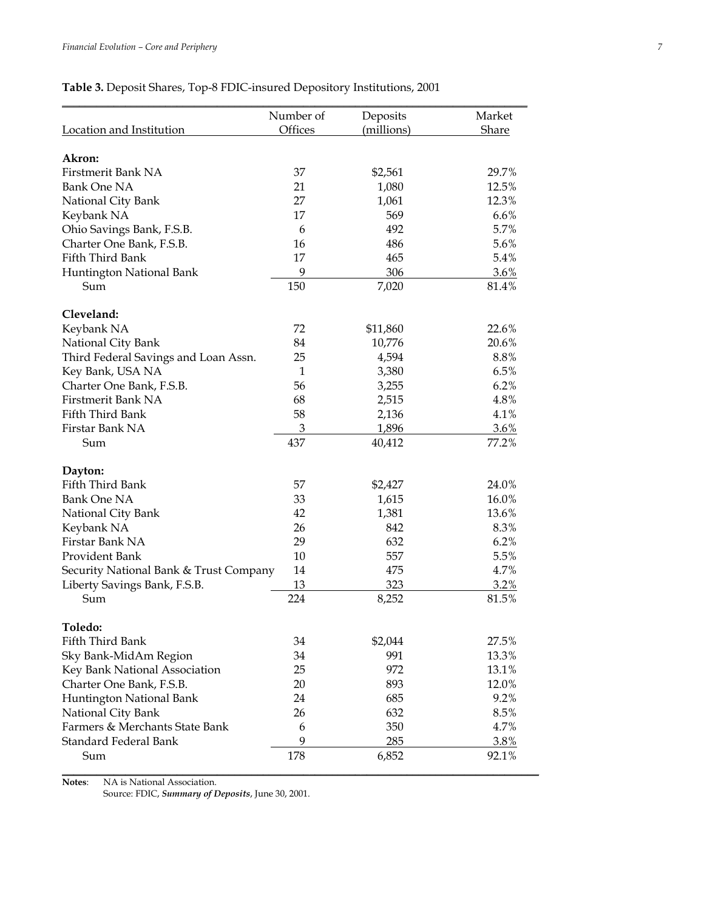**Table 3.** Deposit Shares, Top-8 FDIC-insured Depository Institutions, 2001

| Location and Institution | Number of Offices | Deposits (millions) | Market Share |
|---|---|---|---|
| **Akron:** | | | |
| Firstmerit Bank NA | 37 | $2,561 | 29.7% |
| Bank One NA | 21 | 1,080 | 12.5% |
| National City Bank | 27 | 1,061 | 12.3% |
| Keybank NA | 17 | 569 | 6.6% |
| Ohio Savings Bank, F.S.B. | 6 | 492 | 5.7% |
| Charter One Bank, F.S.B. | 16 | 486 | 5.6% |
| Fifth Third Bank | 17 | 465 | 5.4% |
| Huntington National Bank | 9 | 306 | 3.6% |
| Sum | 150 | 7,020 | 81.4% |
| **Cleveland:** | | | |
| Keybank NA | 72 | $11,860 | 22.6% |
| National City Bank | 84 | 10,776 | 20.6% |
| Third Federal Savings and Loan Assn. | 25 | 4,594 | 8.8% |
| Key Bank, USA NA | 1 | 3,380 | 6.5% |
| Charter One Bank, F.S.B. | 56 | 3,255 | 6.2% |
| Firstmerit Bank NA | 68 | 2,515 | 4.8% |
| Fifth Third Bank | 58 | 2,136 | 4.1% |
| Firstar Bank NA | 3 | 1,896 | 3.6% |
| Sum | 437 | 40,412 | 77.2% |
| **Dayton:** | | | |
| Fifth Third Bank | 57 | $2,427 | 24.0% |
| Bank One NA | 33 | 1,615 | 16.0% |
| National City Bank | 42 | 1,381 | 13.6% |
| Keybank NA | 26 | 842 | 8.3% |
| Firstar Bank NA | 29 | 632 | 6.2% |
| Provident Bank | 10 | 557 | 5.5% |
| Security National Bank & Trust Company | 14 | 475 | 4.7% |
| Liberty Savings Bank, F.S.B. | 13 | 323 | 3.2% |
| Sum | 224 | 8,252 | 81.5% |
| **Toledo:** | | | |
| Fifth Third Bank | 34 | $2,044 | 27.5% |
| Sky Bank-MidAm Region | 34 | 991 | 13.3% |
| Key Bank National Association | 25 | 972 | 13.1% |
| Charter One Bank, F.S.B. | 20 | 893 | 12.0% |
| Huntington National Bank | 24 | 685 | 9.2% |
| National City Bank | 26 | 632 | 8.5% |
| Farmers & Merchants State Bank | 6 | 350 | 4.7% |
| Standard Federal Bank | 9 | 285 | 3.8% |
| Sum | 178 | 6,852 | 92.1% |

**Notes**: NA is National Association.
Source: FDIC, ***Summary of Deposits***, June 30, 2001.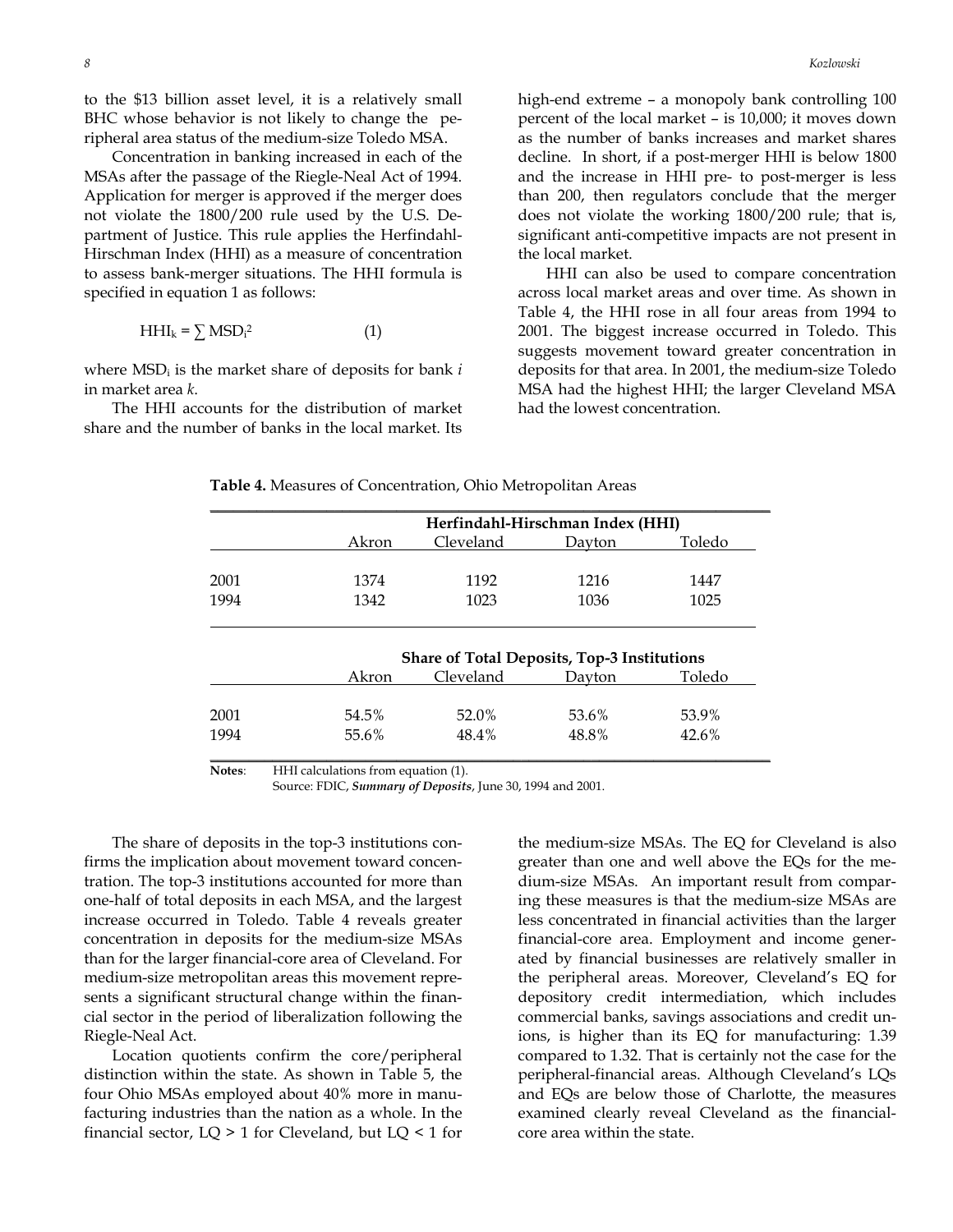to the $13 billion asset level, it is a relatively small BHC whose behavior is not likely to change the peripheral area status of the medium-size Toledo MSA.

Concentration in banking increased in each of the MSAs after the passage of the Riegle-Neal Act of 1994. Application for merger is approved if the merger does not violate the 1800/200 rule used by the U.S. Department of Justice. This rule applies the Herfindahl-Hirschman Index (HHI) as a measure of concentration to assess bank-merger situations. The HHI formula is specified in equation 1 as follows:

$$HHI_k = \sum MSD_i^2 \qquad (1)$$

where $MSD_i$ is the market share of deposits for bank *i* in market area *k*.

The HHI accounts for the distribution of market share and the number of banks in the local market. Its high-end extreme – a monopoly bank controlling 100 percent of the local market – is 10,000; it moves down as the number of banks increases and market shares decline. In short, if a post-merger HHI is below 1800 and the increase in HHI pre- to post-merger is less than 200, then regulators conclude that the merger does not violate the working 1800/200 rule; that is, significant anti-competitive impacts are not present in the local market.

HHI can also be used to compare concentration across local market areas and over time. As shown in Table 4, the HHI rose in all four areas from 1994 to 2001. The biggest increase occurred in Toledo. This suggests movement toward greater concentration in deposits for that area. In 2001, the medium-size Toledo MSA had the highest HHI; the larger Cleveland MSA had the lowest concentration.

**Table 4.** Measures of Concentration, Ohio Metropolitan Areas

| | **Herfindahl-Hirschman Index (HHI)** | | | |
|---|---|---|---|---|
| | Akron | Cleveland | Dayton | Toledo |
| 2001 | 1374 | 1192 | 1216 | 1447 |
| 1994 | 1342 | 1023 | 1036 | 1025 |
| | **Share of Total Deposits, Top-3 Institutions** | | | |
| | Akron | Cleveland | Dayton | Toledo |
| 2001 | 54.5% | 52.0% | 53.6% | 53.9% |
| 1994 | 55.6% | 48.4% | 48.8% | 42.6% |

**Notes**: HHI calculations from equation (1).
Source: FDIC, ***Summary of Deposits***, June 30, 1994 and 2001.

The share of deposits in the top-3 institutions confirms the implication about movement toward concentration. The top-3 institutions accounted for more than one-half of total deposits in each MSA, and the largest increase occurred in Toledo. Table 4 reveals greater concentration in deposits for the medium-size MSAs than for the larger financial-core area of Cleveland. For medium-size metropolitan areas this movement represents a significant structural change within the financial sector in the period of liberalization following the Riegle-Neal Act.

Location quotients confirm the core/peripheral distinction within the state. As shown in Table 5, the four Ohio MSAs employed about 40% more in manufacturing industries than the nation as a whole. In the financial sector, LQ > 1 for Cleveland, but LQ < 1 for the medium-size MSAs. The EQ for Cleveland is also greater than one and well above the EQs for the medium-size MSAs. An important result from comparing these measures is that the medium-size MSAs are less concentrated in financial activities than the larger financial-core area. Employment and income generated by financial businesses are relatively smaller in the peripheral areas. Moreover, Cleveland's EQ for depository credit intermediation, which includes commercial banks, savings associations and credit unions, is higher than its EQ for manufacturing: 1.39 compared to 1.32. That is certainly not the case for the peripheral-financial areas. Although Cleveland's LQs and EQs are below those of Charlotte, the measures examined clearly reveal Cleveland as the financial-core area within the state.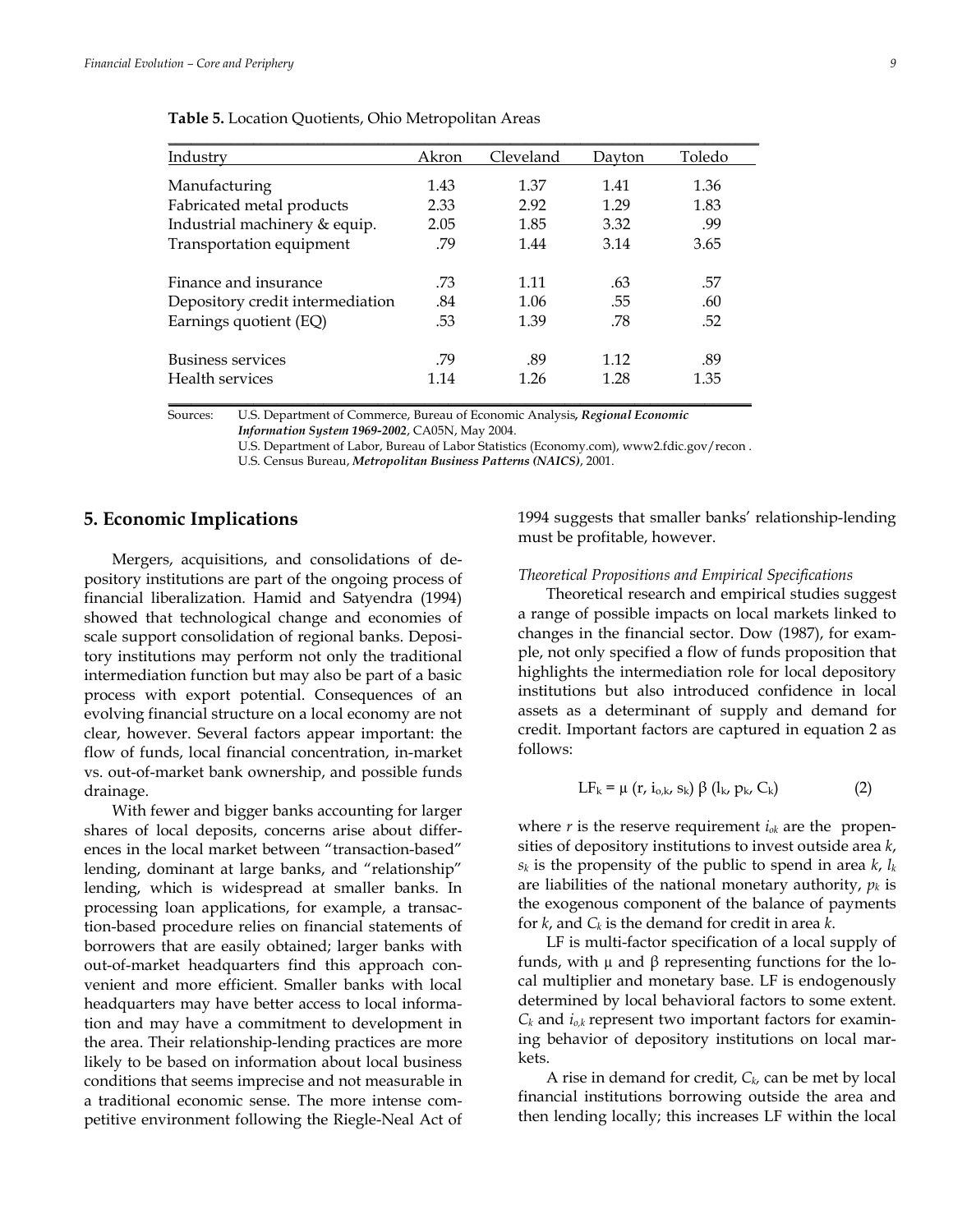**Table 5.** Location Quotients, Ohio Metropolitan Areas

| Industry | Akron | Cleveland | Dayton | Toledo |
|---|---|---|---|---|
| Manufacturing | 1.43 | 1.37 | 1.41 | 1.36 |
| Fabricated metal products | 2.33 | 2.92 | 1.29 | 1.83 |
| Industrial machinery & equip. | 2.05 | 1.85 | 3.32 | .99 |
| Transportation equipment | .79 | 1.44 | 3.14 | 3.65 |
| Finance and insurance | .73 | 1.11 | .63 | .57 |
| Depository credit intermediation | .84 | 1.06 | .55 | .60 |
| Earnings quotient (EQ) | .53 | 1.39 | .78 | .52 |
| Business services | .79 | .89 | 1.12 | .89 |
| Health services | 1.14 | 1.26 | 1.28 | 1.35 |

Sources: U.S. Department of Commerce, Bureau of Economic Analysis, ***Regional Economic Information System 1969-2002***, CA05N, May 2004.
U.S. Department of Labor, Bureau of Labor Statistics (Economy.com), www2.fdic.gov/recon .
U.S. Census Bureau, ***Metropolitan Business Patterns (NAICS)***, 2001.

## 5. Economic Implications

Mergers, acquisitions, and consolidations of depository institutions are part of the ongoing process of financial liberalization. Hamid and Satyendra (1994) showed that technological change and economies of scale support consolidation of regional banks. Depository institutions may perform not only the traditional intermediation function but may also be part of a basic process with export potential. Consequences of an evolving financial structure on a local economy are not clear, however. Several factors appear important: the flow of funds, local financial concentration, in-market vs. out-of-market bank ownership, and possible funds drainage.

With fewer and bigger banks accounting for larger shares of local deposits, concerns arise about differences in the local market between "transaction-based" lending, dominant at large banks, and "relationship" lending, which is widespread at smaller banks. In processing loan applications, for example, a transaction-based procedure relies on financial statements of borrowers that are easily obtained; larger banks with out-of-market headquarters find this approach convenient and more efficient. Smaller banks with local headquarters may have better access to local information and may have a commitment to development in the area. Their relationship-lending practices are more likely to be based on information about local business conditions that seems imprecise and not measurable in a traditional economic sense. The more intense competitive environment following the Riegle-Neal Act of 1994 suggests that smaller banks' relationship-lending must be profitable, however.

*Theoretical Propositions and Empirical Specifications*

Theoretical research and empirical studies suggest a range of possible impacts on local markets linked to changes in the financial sector. Dow (1987), for example, not only specified a flow of funds proposition that highlights the intermediation role for local depository institutions but also introduced confidence in local assets as a determinant of supply and demand for credit. Important factors are captured in equation 2 as follows:

$$LF_k = \mu\,(r,\, i_{o,k},\, s_k)\; \beta\,(l_k,\, p_k,\, C_k) \qquad (2)$$

where $r$ is the reserve requirement $i_{ok}$ are the propensities of depository institutions to invest outside area $k$, $s_k$ is the propensity of the public to spend in area $k$, $l_k$ are liabilities of the national monetary authority, $p_k$ is the exogenous component of the balance of payments for $k$, and $C_k$ is the demand for credit in area $k$.

LF is multi-factor specification of a local supply of funds, with μ and β representing functions for the local multiplier and monetary base. LF is endogenously determined by local behavioral factors to some extent. $C_k$ and $i_{o,k}$ represent two important factors for examining behavior of depository institutions on local markets.

A rise in demand for credit, $C_k$, can be met by local financial institutions borrowing outside the area and then lending locally; this increases LF within the local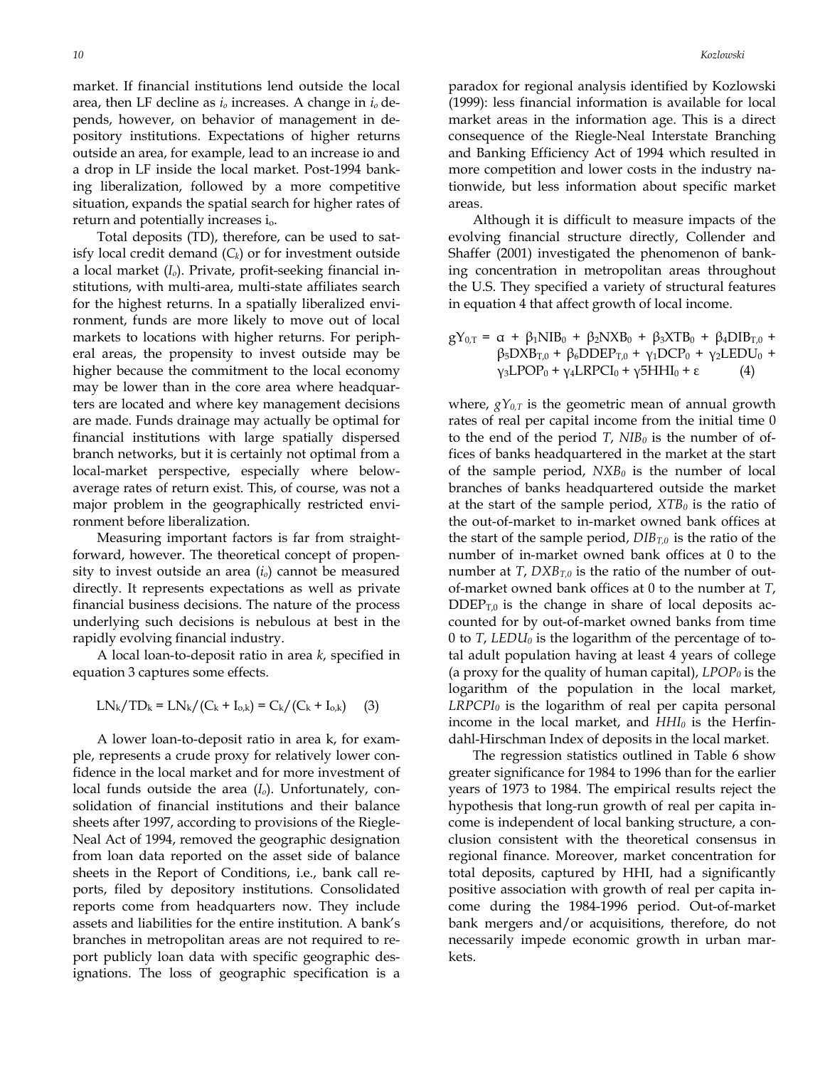market. If financial institutions lend outside the local area, then LF decline as $i_o$ increases. A change in $i_o$ depends, however, on behavior of management in depository institutions. Expectations of higher returns outside an area, for example, lead to an increase io and a drop in LF inside the local market. Post-1994 banking liberalization, followed by a more competitive situation, expands the spatial search for higher rates of return and potentially increases $i_o$.

Total deposits (TD), therefore, can be used to satisfy local credit demand ($C_k$) or for investment outside a local market ($I_o$). Private, profit-seeking financial institutions, with multi-area, multi-state affiliates search for the highest returns. In a spatially liberalized environment, funds are more likely to move out of local markets to locations with higher returns. For peripheral areas, the propensity to invest outside may be higher because the commitment to the local economy may be lower than in the core area where headquarters are located and where key management decisions are made. Funds drainage may actually be optimal for financial institutions with large spatially dispersed branch networks, but it is certainly not optimal from a local-market perspective, especially where below-average rates of return exist. This, of course, was not a major problem in the geographically restricted environment before liberalization.

Measuring important factors is far from straightforward, however. The theoretical concept of propensity to invest outside an area ($i_o$) cannot be measured directly. It represents expectations as well as private financial business decisions. The nature of the process underlying such decisions is nebulous at best in the rapidly evolving financial industry.

A local loan-to-deposit ratio in area *k*, specified in equation 3 captures some effects.

$$LN_k/TD_k = LN_k/(C_k + I_{o,k}) = C_k/(C_k + I_{o,k}) \quad (3)$$

A lower loan-to-deposit ratio in area k, for example, represents a crude proxy for relatively lower confidence in the local market and for more investment of local funds outside the area ($I_o$). Unfortunately, consolidation of financial institutions and their balance sheets after 1997, according to provisions of the Riegle-Neal Act of 1994, removed the geographic designation from loan data reported on the asset side of balance sheets in the Report of Conditions, i.e., bank call reports, filed by depository institutions. Consolidated reports come from headquarters now. They include assets and liabilities for the entire institution. A bank's branches in metropolitan areas are not required to report publicly loan data with specific geographic designations. The loss of geographic specification is a paradox for regional analysis identified by Kozlowski (1999): less financial information is available for local market areas in the information age. This is a direct consequence of the Riegle-Neal Interstate Branching and Banking Efficiency Act of 1994 which resulted in more competition and lower costs in the industry nationwide, but less information about specific market areas.

Although it is difficult to measure impacts of the evolving financial structure directly, Collender and Shaffer (2001) investigated the phenomenon of banking concentration in metropolitan areas throughout the U.S. They specified a variety of structural features in equation 4 that affect growth of local income.

$$gY_{0,T} = \alpha + \beta_1 NIB_0 + \beta_2 NXB_0 + \beta_3 XTB_0 + \beta_4 DIB_{T,0} + \beta_5 DXB_{T,0} + \beta_6 DDEP_{T,0} + \gamma_1 DCP_0 + \gamma_2 LEDU_0 + \gamma_3 LPOP_0 + \gamma_4 LRPCI_0 + \gamma 5 HHI_0 + \varepsilon \quad (4)$$

where, $gY_{0,T}$ is the geometric mean of annual growth rates of real per capital income from the initial time 0 to the end of the period *T*, $NIB_0$ is the number of offices of banks headquartered in the market at the start of the sample period, $NXB_0$ is the number of local branches of banks headquartered outside the market at the start of the sample period, $XTB_0$ is the ratio of the out-of-market to in-market owned bank offices at the start of the sample period, $DIB_{T,0}$ is the ratio of the number of in-market owned bank offices at 0 to the number at *T*, $DXB_{T,0}$ is the ratio of the number of out-of-market owned bank offices at 0 to the number at *T*, $DDEP_{T,0}$ is the change in share of local deposits accounted for by out-of-market owned banks from time 0 to *T*, $LEDU_0$ is the logarithm of the percentage of total adult population having at least 4 years of college (a proxy for the quality of human capital), $LPOP_0$ is the logarithm of the population in the local market, $LRPCPI_0$ is the logarithm of real per capita personal income in the local market, and $HHI_0$ is the Herfindahl-Hirschman Index of deposits in the local market.

The regression statistics outlined in Table 6 show greater significance for 1984 to 1996 than for the earlier years of 1973 to 1984. The empirical results reject the hypothesis that long-run growth of real per capita income is independent of local banking structure, a conclusion consistent with the theoretical consensus in regional finance. Moreover, market concentration for total deposits, captured by HHI, had a significantly positive association with growth of real per capita income during the 1984-1996 period. Out-of-market bank mergers and/or acquisitions, therefore, do not necessarily impede economic growth in urban markets.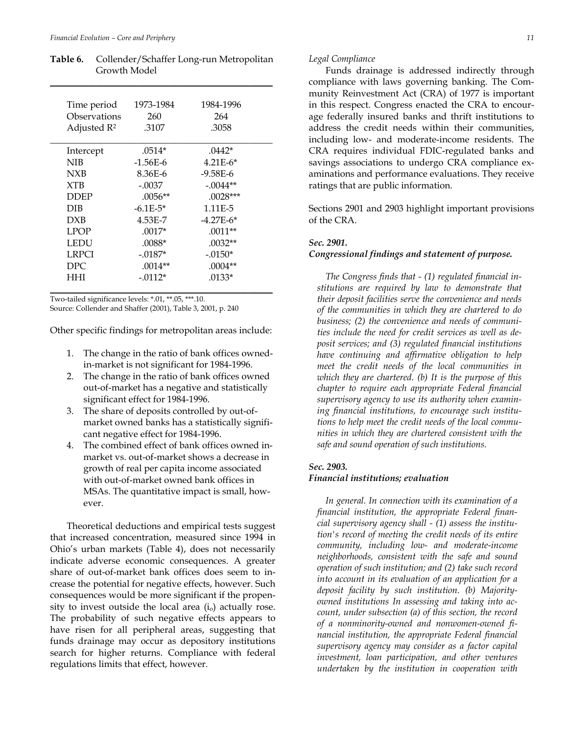**Table 6.** Collender/Schaffer Long-run Metropolitan Growth Model

| Time period | 1973-1984 | 1984-1996 |
|---|---|---|
| Observations | 260 | 264 |
| Adjusted $R^2$ | .3107 | .3058 |
| Intercept | .0514* | .0442* |
| NIB | -1.56E-6 | 4.21E-6* |
| NXB | 8.36E-6 | -9.58E-6 |
| XTB | -.0037 | -.0044** |
| DDEP | .0056** | .0028*** |
| DIB | -6.1E-5* | 1.11E-5 |
| DXB | 4.53E-7 | -4.27E-6* |
| LPOP | .0017* | .0011** |
| LEDU | .0088* | .0032** |
| LRPCI | -.0187* | -.0150* |
| DPC | .0014** | .0004** |
| HHI | -.0112* | .0133* |

Two-tailed significance levels: *.01, **.05, ***.10.
Source: Collender and Shaffer (2001), Table 3, 2001, p. 240

Other specific findings for metropolitan areas include:

1. The change in the ratio of bank offices owned-in-market is not significant for 1984-1996.
2. The change in the ratio of bank offices owned out-of-market has a negative and statistically significant effect for 1984-1996.
3. The share of deposits controlled by out-of-market owned banks has a statistically significant negative effect for 1984-1996.
4. The combined effect of bank offices owned in-market vs. out-of-market shows a decrease in growth of real per capita income associated with out-of-market owned bank offices in MSAs. The quantitative impact is small, however.

Theoretical deductions and empirical tests suggest that increased concentration, measured since 1994 in Ohio's urban markets (Table 4), does not necessarily indicate adverse economic consequences. A greater share of out-of-market bank offices does seem to increase the potential for negative effects, however. Such consequences would be more significant if the propensity to invest outside the local area ($i_o$) actually rose. The probability of such negative effects appears to have risen for all peripheral areas, suggesting that funds drainage may occur as depository institutions search for higher returns. Compliance with federal regulations limits that effect, however.

*Legal Compliance*

Funds drainage is addressed indirectly through compliance with laws governing banking. The Community Reinvestment Act (CRA) of 1977 is important in this respect. Congress enacted the CRA to encourage federally insured banks and thrift institutions to address the credit needs within their communities, including low- and moderate-income residents. The CRA requires individual FDIC-regulated banks and savings associations to undergo CRA compliance examinations and performance evaluations. They receive ratings that are public information.

Sections 2901 and 2903 highlight important provisions of the CRA.

***Sec. 2901.***
***Congressional findings and statement of purpose.***

*The Congress finds that - (1) regulated financial institutions are required by law to demonstrate that their deposit facilities serve the convenience and needs of the communities in which they are chartered to do business; (2) the convenience and needs of communities include the need for credit services as well as deposit services; and (3) regulated financial institutions have continuing and affirmative obligation to help meet the credit needs of the local communities in which they are chartered. (b) It is the purpose of this chapter to require each appropriate Federal financial supervisory agency to use its authority when examining financial institutions, to encourage such institutions to help meet the credit needs of the local communities in which they are chartered consistent with the safe and sound operation of such institutions.*

***Sec. 2903.***
***Financial institutions; evaluation***

*In general. In connection with its examination of a financial institution, the appropriate Federal financial supervisory agency shall - (1) assess the institution's record of meeting the credit needs of its entire community, including low- and moderate-income neighborhoods, consistent with the safe and sound operation of such institution; and (2) take such record into account in its evaluation of an application for a deposit facility by such institution. (b) Majority-owned institutions In assessing and taking into account, under subsection (a) of this section, the record of a nonminority-owned and nonwomen-owned financial institution, the appropriate Federal financial supervisory agency may consider as a factor capital investment, loan participation, and other ventures undertaken by the institution in cooperation with*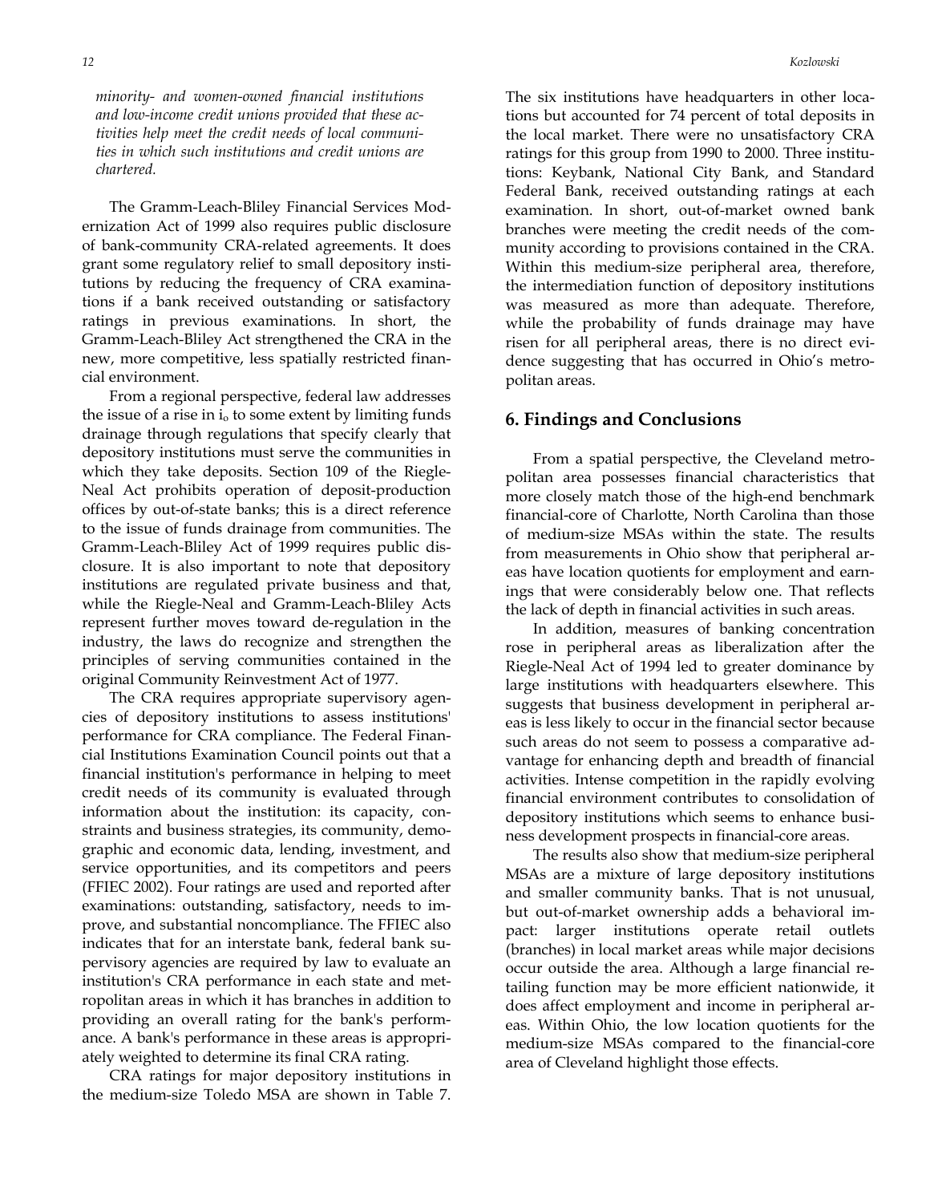*minority- and women-owned financial institutions and low-income credit unions provided that these activities help meet the credit needs of local communities in which such institutions and credit unions are chartered.*

The Gramm-Leach-Bliley Financial Services Modernization Act of 1999 also requires public disclosure of bank-community CRA-related agreements. It does grant some regulatory relief to small depository institutions by reducing the frequency of CRA examinations if a bank received outstanding or satisfactory ratings in previous examinations. In short, the Gramm-Leach-Bliley Act strengthened the CRA in the new, more competitive, less spatially restricted financial environment.

From a regional perspective, federal law addresses the issue of a rise in $i_o$ to some extent by limiting funds drainage through regulations that specify clearly that depository institutions must serve the communities in which they take deposits. Section 109 of the Riegle-Neal Act prohibits operation of deposit-production offices by out-of-state banks; this is a direct reference to the issue of funds drainage from communities. The Gramm-Leach-Bliley Act of 1999 requires public disclosure. It is also important to note that depository institutions are regulated private business and that, while the Riegle-Neal and Gramm-Leach-Bliley Acts represent further moves toward de-regulation in the industry, the laws do recognize and strengthen the principles of serving communities contained in the original Community Reinvestment Act of 1977.

The CRA requires appropriate supervisory agencies of depository institutions to assess institutions' performance for CRA compliance. The Federal Financial Institutions Examination Council points out that a financial institution's performance in helping to meet credit needs of its community is evaluated through information about the institution: its capacity, constraints and business strategies, its community, demographic and economic data, lending, investment, and service opportunities, and its competitors and peers (FFIEC 2002). Four ratings are used and reported after examinations: outstanding, satisfactory, needs to improve, and substantial noncompliance. The FFIEC also indicates that for an interstate bank, federal bank supervisory agencies are required by law to evaluate an institution's CRA performance in each state and metropolitan areas in which it has branches in addition to providing an overall rating for the bank's performance. A bank's performance in these areas is appropriately weighted to determine its final CRA rating.

CRA ratings for major depository institutions in the medium-size Toledo MSA are shown in Table 7. The six institutions have headquarters in other locations but accounted for 74 percent of total deposits in the local market. There were no unsatisfactory CRA ratings for this group from 1990 to 2000. Three institutions: Keybank, National City Bank, and Standard Federal Bank, received outstanding ratings at each examination. In short, out-of-market owned bank branches were meeting the credit needs of the community according to provisions contained in the CRA. Within this medium-size peripheral area, therefore, the intermediation function of depository institutions was measured as more than adequate. Therefore, while the probability of funds drainage may have risen for all peripheral areas, there is no direct evidence suggesting that has occurred in Ohio's metropolitan areas.

## 6. Findings and Conclusions

From a spatial perspective, the Cleveland metropolitan area possesses financial characteristics that more closely match those of the high-end benchmark financial-core of Charlotte, North Carolina than those of medium-size MSAs within the state. The results from measurements in Ohio show that peripheral areas have location quotients for employment and earnings that were considerably below one. That reflects the lack of depth in financial activities in such areas.

In addition, measures of banking concentration rose in peripheral areas as liberalization after the Riegle-Neal Act of 1994 led to greater dominance by large institutions with headquarters elsewhere. This suggests that business development in peripheral areas is less likely to occur in the financial sector because such areas do not seem to possess a comparative advantage for enhancing depth and breadth of financial activities. Intense competition in the rapidly evolving financial environment contributes to consolidation of depository institutions which seems to enhance business development prospects in financial-core areas.

The results also show that medium-size peripheral MSAs are a mixture of large depository institutions and smaller community banks. That is not unusual, but out-of-market ownership adds a behavioral impact: larger institutions operate retail outlets (branches) in local market areas while major decisions occur outside the area. Although a large financial retailing function may be more efficient nationwide, it does affect employment and income in peripheral areas. Within Ohio, the low location quotients for the medium-size MSAs compared to the financial-core area of Cleveland highlight those effects.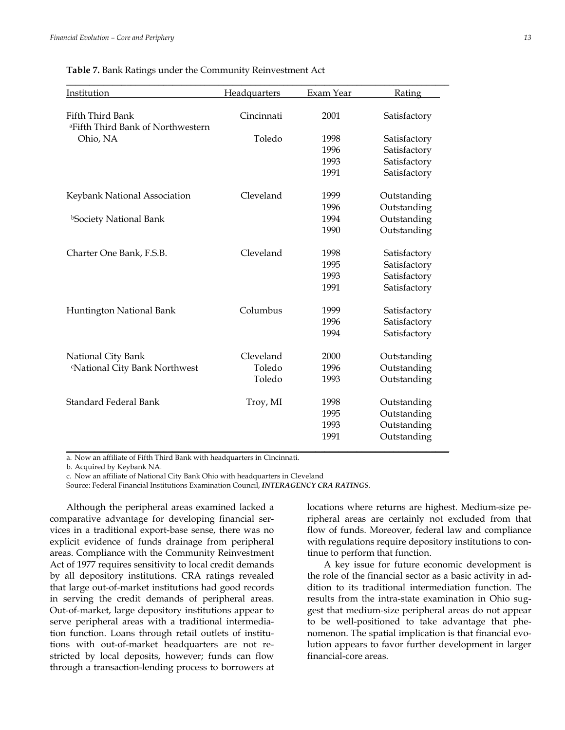**Table 7.** Bank Ratings under the Community Reinvestment Act

| Institution | Headquarters | Exam Year | Rating |
| --- | --- | --- | --- |
| Fifth Third Bank | Cincinnati | 2001 | Satisfactory |
| [a]Fifth Third Bank of Northwestern Ohio, NA | Toledo | 1998 | Satisfactory |
| | | 1996 | Satisfactory |
| | | 1993 | Satisfactory |
| | | 1991 | Satisfactory |
| Keybank National Association | Cleveland | 1999 | Outstanding |
| | | 1996 | Outstanding |
| [b]Society National Bank | | 1994 | Outstanding |
| | | 1990 | Outstanding |
| Charter One Bank, F.S.B. | Cleveland | 1998 | Satisfactory |
| | | 1995 | Satisfactory |
| | | 1993 | Satisfactory |
| | | 1991 | Satisfactory |
| Huntington National Bank | Columbus | 1999 | Satisfactory |
| | | 1996 | Satisfactory |
| | | 1994 | Satisfactory |
| National City Bank | Cleveland | 2000 | Outstanding |
| [c]National City Bank Northwest | Toledo | 1996 | Outstanding |
| | Toledo | 1993 | Outstanding |
| Standard Federal Bank | Troy, MI | 1998 | Outstanding |
| | | 1995 | Outstanding |
| | | 1993 | Outstanding |
| | | 1991 | Outstanding |

a. Now an affiliate of Fifth Third Bank with headquarters in Cincinnati.
b. Acquired by Keybank NA.
c. Now an affiliate of National City Bank Ohio with headquarters in Cleveland
Source: Federal Financial Institutions Examination Council, ***INTERAGENCY CRA RATINGS***.

Although the peripheral areas examined lacked a comparative advantage for developing financial services in a traditional export-base sense, there was no explicit evidence of funds drainage from peripheral areas. Compliance with the Community Reinvestment Act of 1977 requires sensitivity to local credit demands by all depository institutions. CRA ratings revealed that large out-of-market institutions had good records in serving the credit demands of peripheral areas. Out-of-market, large depository institutions appear to serve peripheral areas with a traditional intermediation function. Loans through retail outlets of institutions with out-of-market headquarters are not restricted by local deposits, however; funds can flow through a transaction-lending process to borrowers at locations where returns are highest. Medium-size peripheral areas are certainly not excluded from that flow of funds. Moreover, federal law and compliance with regulations require depository institutions to continue to perform that function.

A key issue for future economic development is the role of the financial sector as a basic activity in addition to its traditional intermediation function. The results from the intra-state examination in Ohio suggest that medium-size peripheral areas do not appear to be well-positioned to take advantage that phenomenon. The spatial implication is that financial evolution appears to favor further development in larger financial-core areas.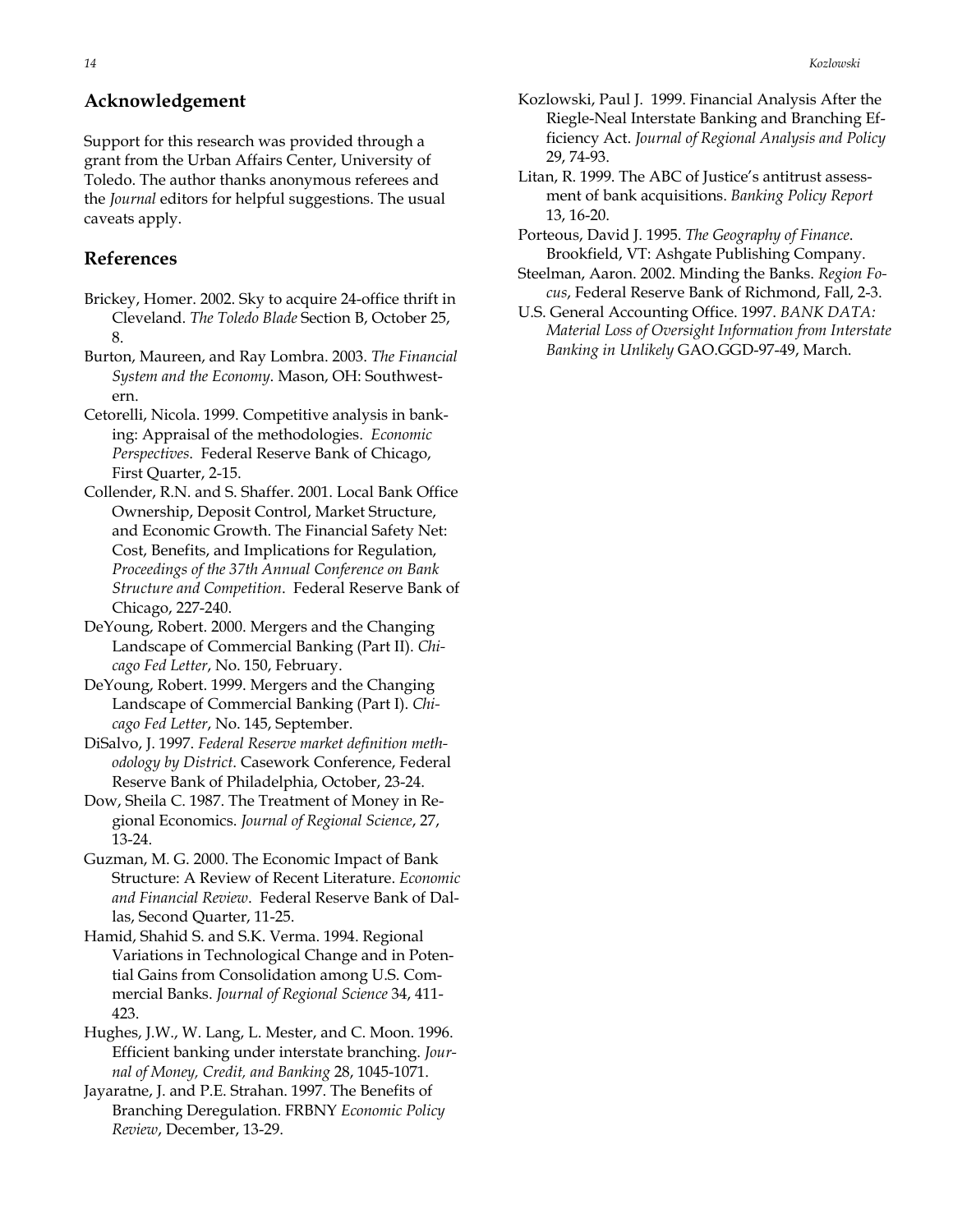## Acknowledgement

Support for this research was provided through a grant from the Urban Affairs Center, University of Toledo. The author thanks anonymous referees and the *Journal* editors for helpful suggestions. The usual caveats apply.

## References

Brickey, Homer. 2002. Sky to acquire 24-office thrift in Cleveland. *The Toledo Blade* Section B, October 25, 8.

Burton, Maureen, and Ray Lombra. 2003. *The Financial System and the Economy*. Mason, OH: Southwestern.

Cetorelli, Nicola. 1999. Competitive analysis in banking: Appraisal of the methodologies. *Economic Perspectives*. Federal Reserve Bank of Chicago, First Quarter, 2-15.

Collender, R.N. and S. Shaffer. 2001. Local Bank Office Ownership, Deposit Control, Market Structure, and Economic Growth. The Financial Safety Net: Cost, Benefits, and Implications for Regulation, *Proceedings of the 37th Annual Conference on Bank Structure and Competition*. Federal Reserve Bank of Chicago, 227-240.

DeYoung, Robert. 2000. Mergers and the Changing Landscape of Commercial Banking (Part II). *Chicago Fed Letter*, No. 150, February.

DeYoung, Robert. 1999. Mergers and the Changing Landscape of Commercial Banking (Part I). *Chicago Fed Letter*, No. 145, September.

DiSalvo, J. 1997. *Federal Reserve market definition methodology by District*. Casework Conference, Federal Reserve Bank of Philadelphia, October, 23-24.

Dow, Sheila C. 1987. The Treatment of Money in Regional Economics. *Journal of Regional Science*, 27, 13-24.

Guzman, M. G. 2000. The Economic Impact of Bank Structure: A Review of Recent Literature. *Economic and Financial Review*. Federal Reserve Bank of Dallas, Second Quarter, 11-25.

Hamid, Shahid S. and S.K. Verma. 1994. Regional Variations in Technological Change and in Potential Gains from Consolidation among U.S. Commercial Banks. *Journal of Regional Science* 34, 411-423.

Hughes, J.W., W. Lang, L. Mester, and C. Moon. 1996. Efficient banking under interstate branching. *Journal of Money, Credit, and Banking* 28, 1045-1071.

Jayaratne, J. and P.E. Strahan. 1997. The Benefits of Branching Deregulation. FRBNY *Economic Policy Review*, December, 13-29.

Kozlowski, Paul J. 1999. Financial Analysis After the Riegle-Neal Interstate Banking and Branching Efficiency Act. *Journal of Regional Analysis and Policy* 29, 74-93.

Litan, R. 1999. The ABC of Justice's antitrust assessment of bank acquisitions. *Banking Policy Report* 13, 16-20.

Porteous, David J. 1995. *The Geography of Finance*. Brookfield, VT: Ashgate Publishing Company.

Steelman, Aaron. 2002. Minding the Banks. *Region Focus*, Federal Reserve Bank of Richmond, Fall, 2-3.

U.S. General Accounting Office. 1997. *BANK DATA: Material Loss of Oversight Information from Interstate Banking in Unlikely* GAO.GGD-97-49, March.